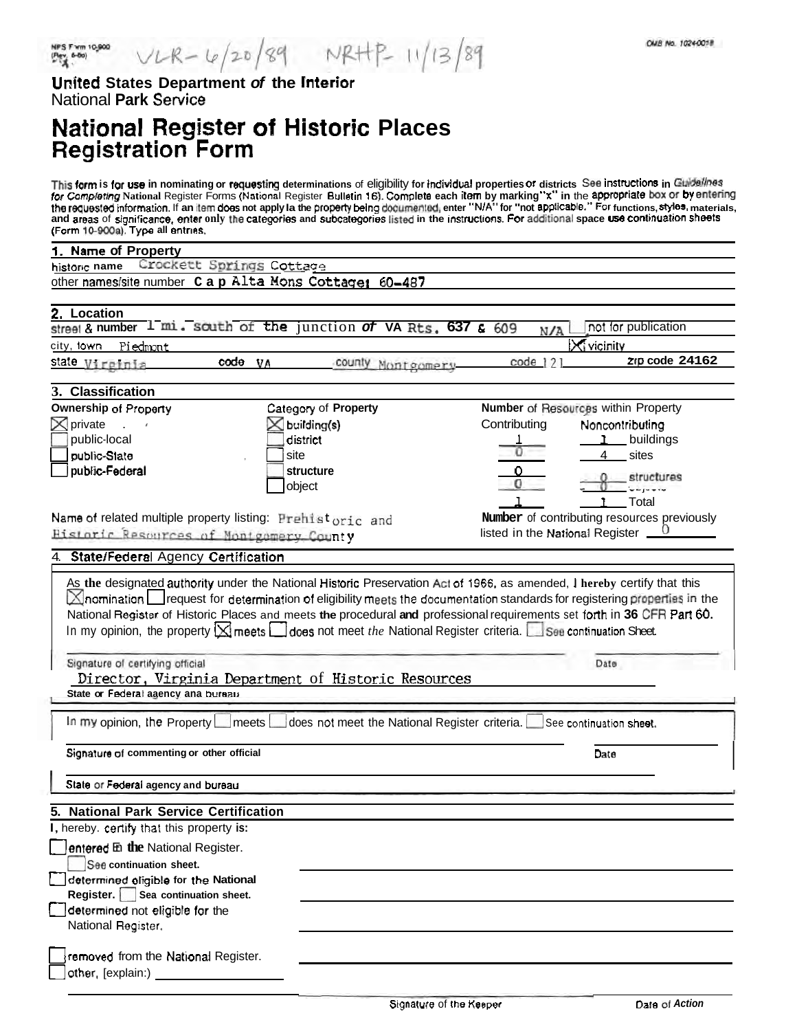NPS Form 10-900 (Rev. 8-86)

VLR - 6/20/89 NRHP - 11/13/89

OMB No. 10240018

**United States Department of the Interior**
National Park Service

# National Register of Historic Places Registration Form

This form is for use in nominating or requesting determinations of eligibility for individual properties or districts. See instructions in *Guidelines for Completing National Register Forms* (National Register Bulletin 16). Complete each item by marking "x" in the appropriate box or by entering the requested information. If an item does not apply to the property being documented, enter "N/A" for "not applicable." For functions, styles, materials, and areas of significance, enter only the categories and subcategories listed in the instructions. For additional space use continuation sheets (Form 10-900a). Type all entries.

## 1. Name of Property

historic name Crockett Springs Cottage

other names/site number Cap Alta Mons Cottage; 60-487

## 2. Location

street & number 1 mi. south of the junction of VA Rts. 637 & 609 N/A ☐ not for publication

city, town Piedmont ☒ vicinity

state Virginia code VA county Montgomery code 121 zip code 24162

## 3. Classification

**Ownership of Property**
- ☒ private
- ☐ public-local
- ☐ public-State
- ☐ public-Federal

**Category of Property**
- ☒ building(s)
- ☐ district
- ☐ site
- ☐ structure
- ☐ object

**Number of Resources within Property**

| Contributing | Noncontributing | |
|---|---|---|
| 1 | 1 | buildings |
| 0 | 4 | sites |
| 0 | 0 | structures |
| 0 | 0 | objects |
| 1 | 1 | Total |

Name of related multiple property listing: Prehistoric and Historic Resources of Montgomery County

Number of contributing resources previously listed in the National Register 0

## 4. State/Federal Agency Certification

As the designated authority under the National Historic Preservation Act of 1966, as amended, I hereby certify that this ☒ nomination ☐ request for determination of eligibility meets the documentation standards for registering properties in the National Register of Historic Places and meets the procedural and professional requirements set forth in 36 CFR Part 60. In my opinion, the property ☒ meets ☐ does not meet the National Register criteria. ☐ See continuation sheet.

Signature of certifying official Date

Director, Virginia Department of Historic Resources

State or Federal agency and bureau

In my opinion, the property ☐ meets ☐ does not meet the National Register criteria. ☐ See continuation sheet.

Signature of commenting or other official Date

State or Federal agency and bureau

## 5. National Park Service Certification

I, hereby, certify that this property is:

- ☐ entered in the National Register.
  - ☐ See continuation sheet.
- ☐ determined eligible for the National Register. ☐ See continuation sheet.
- ☐ determined not eligible for the National Register.
- ☐ removed from the National Register.
- ☐ other, (explain:)

Signature of the Keeper Date of Action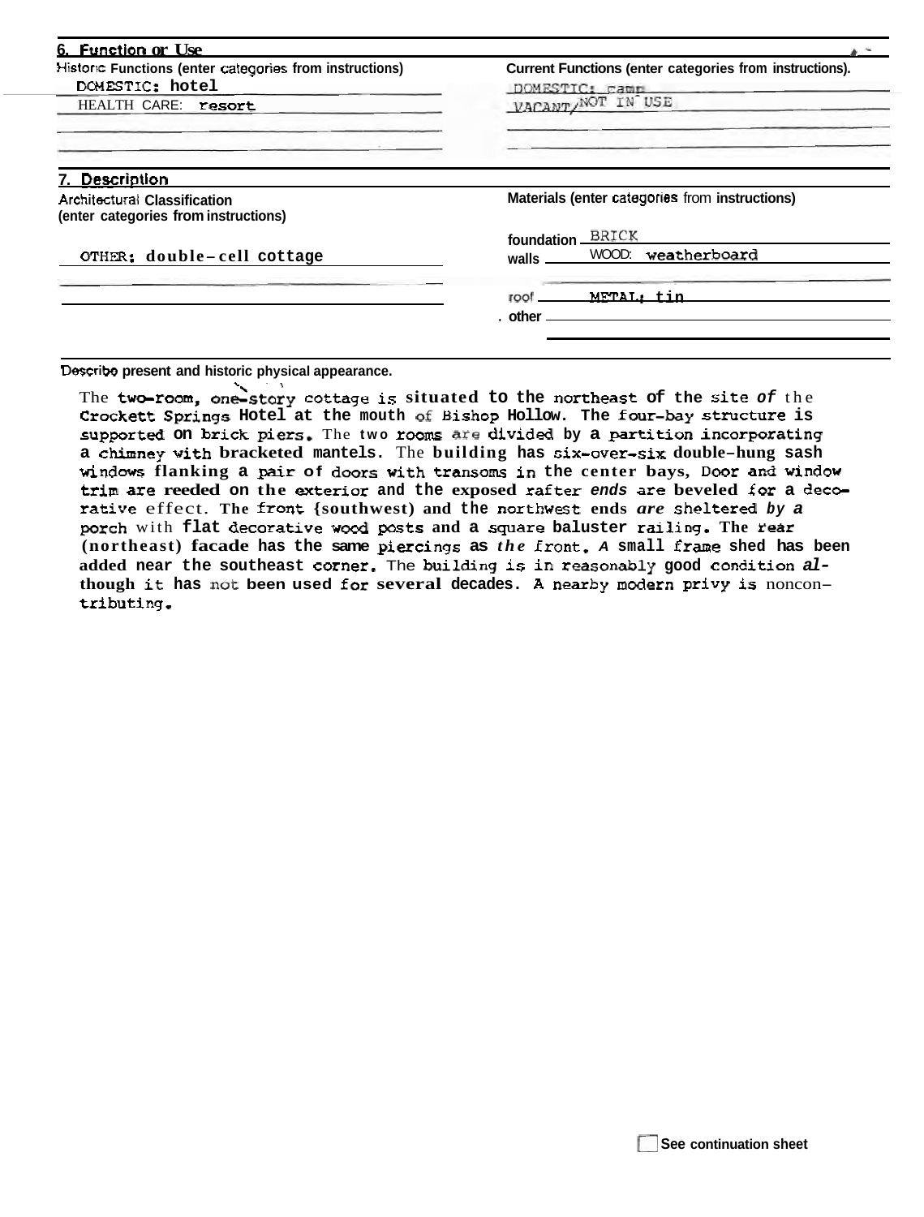## 6. Function or Use

| Historic Functions (enter categories from instructions) | Current Functions (enter categories from instructions) |
| --- | --- |
| DOMESTIC: hotel | DOMESTIC: camp |
| HEALTH CARE: resort | VACANT/NOT IN USE |

## 7. Description

| Architectural Classification (enter categories from instructions) | Materials (enter categories from instructions) |
| --- | --- |
| OTHER: double-cell cottage | foundation BRICK |
| | walls WOOD: weatherboard |
| | roof METAL: tin |
| | other |

Describe present and historic physical appearance.

The two-room, one-story cottage is situated to the northeast of the site of the Crockett Springs Hotel at the mouth of Bishop Hollow. The four-bay structure is supported on brick piers. The two rooms are divided by a partition incorporating a chimney with bracketed mantels. The building has six-over-six double-hung sash windows flanking a pair of doors with transoms in the center bays, Door and window trim are reeded on the exterior and the exposed rafter ends are beveled for a decorative effect. The front (southwest) and the northwest ends are sheltered by a porch with flat decorative wood posts and a square baluster railing. The rear (northeast) facade has the same piercings as the front. A small frame shed has been added near the southeast corner. The building is in reasonably good condition although it has not been used for several decades. A nearby modern privy is noncontributing.

☐ See continuation sheet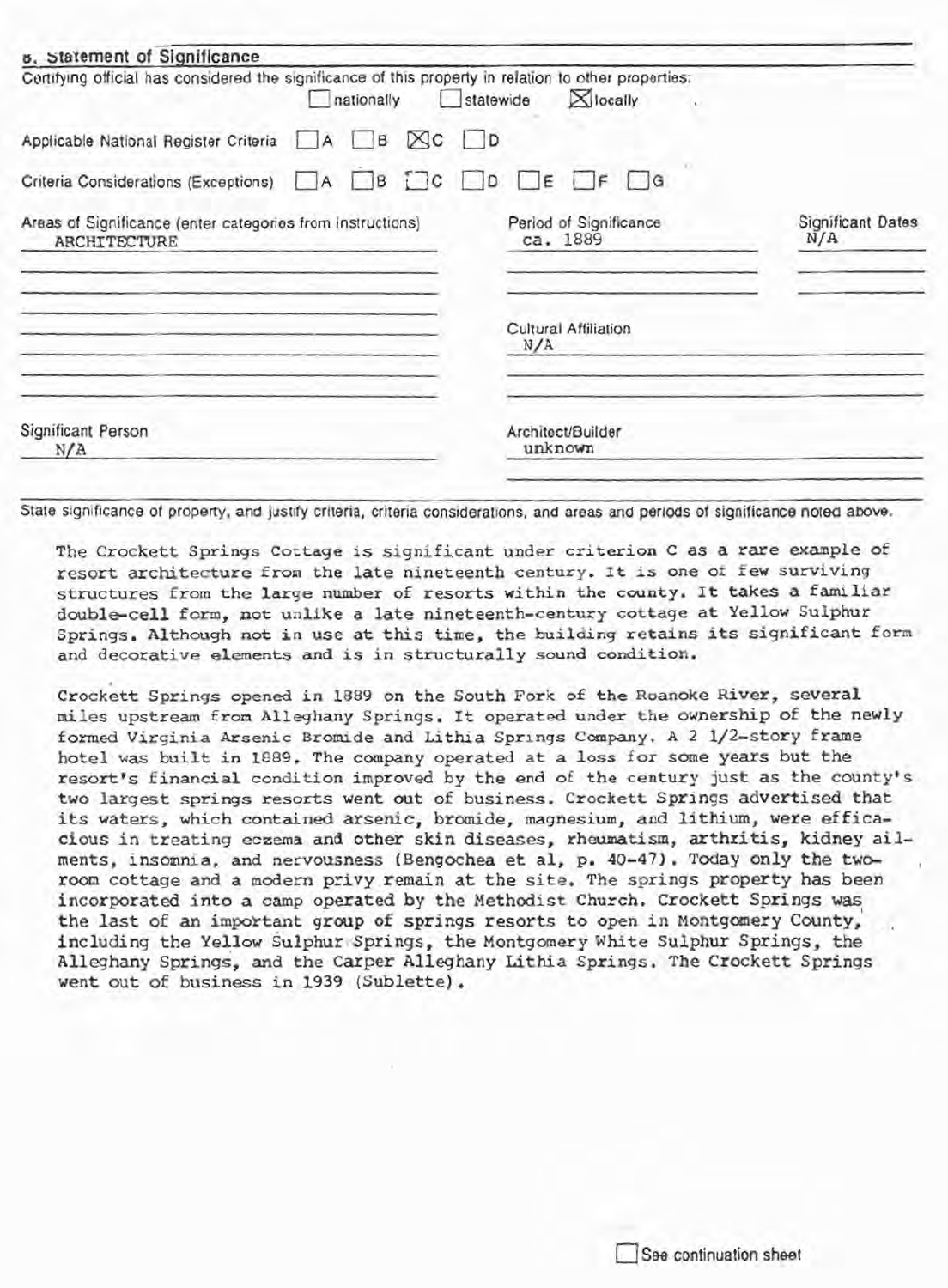## 8. Statement of Significance

Certifying official has considered the significance of this property in relation to other properties:

☐ nationally ☐ statewide ☒ locally

Applicable National Register Criteria ☐ A ☐ B ☒ C ☐ D

Criteria Considerations (Exceptions) ☐ A ☐ B ☐ C ☐ D ☐ E ☐ F ☐ G

| Areas of Significance (enter categories from instructions) | Period of Significance | Significant Dates |
|---|---|---|
| ARCHITECTURE | ca. 1889 | N/A |

Cultural Affiliation
N/A

Significant Person
N/A

Architect/Builder
unknown

State significance of property, and justify criteria, criteria considerations, and areas and periods of significance noted above.

The Crockett Springs Cottage is significant under criterion C as a rare example of resort architecture from the late nineteenth century. It is one of few surviving structures from the large number of resorts within the county. It takes a familiar double-cell form, not unlike a late nineteenth-century cottage at Yellow Sulphur Springs. Although not in use at this time, the building retains its significant form and decorative elements and is in structurally sound condition.

Crockett Springs opened in 1889 on the South Fork of the Roanoke River, several miles upstream from Alleghany Springs. It operated under the ownership of the newly formed Virginia Arsenic Bromide and Lithia Springs Company. A 2 1/2-story frame hotel was built in 1889. The company operated at a loss for some years but the resort's financial condition improved by the end of the century just as the county's two largest springs resorts went out of business. Crockett Springs advertised that its waters, which contained arsenic, bromide, magnesium, and lithium, were efficacious in treating eczema and other skin diseases, rheumatism, arthritis, kidney ailments, insomnia, and nervousness (Bengochea et al, p. 40-47). Today only the two-room cottage and a modern privy remain at the site. The springs property has been incorporated into a camp operated by the Methodist Church. Crockett Springs was the last of an important group of springs resorts to open in Montgomery County, including the Yellow Sulphur Springs, the Montgomery White Sulphur Springs, the Alleghany Springs, and the Carper Alleghany Lithia Springs. The Crockett Springs went out of business in 1939 (Sublette).

☐ See continuation sheet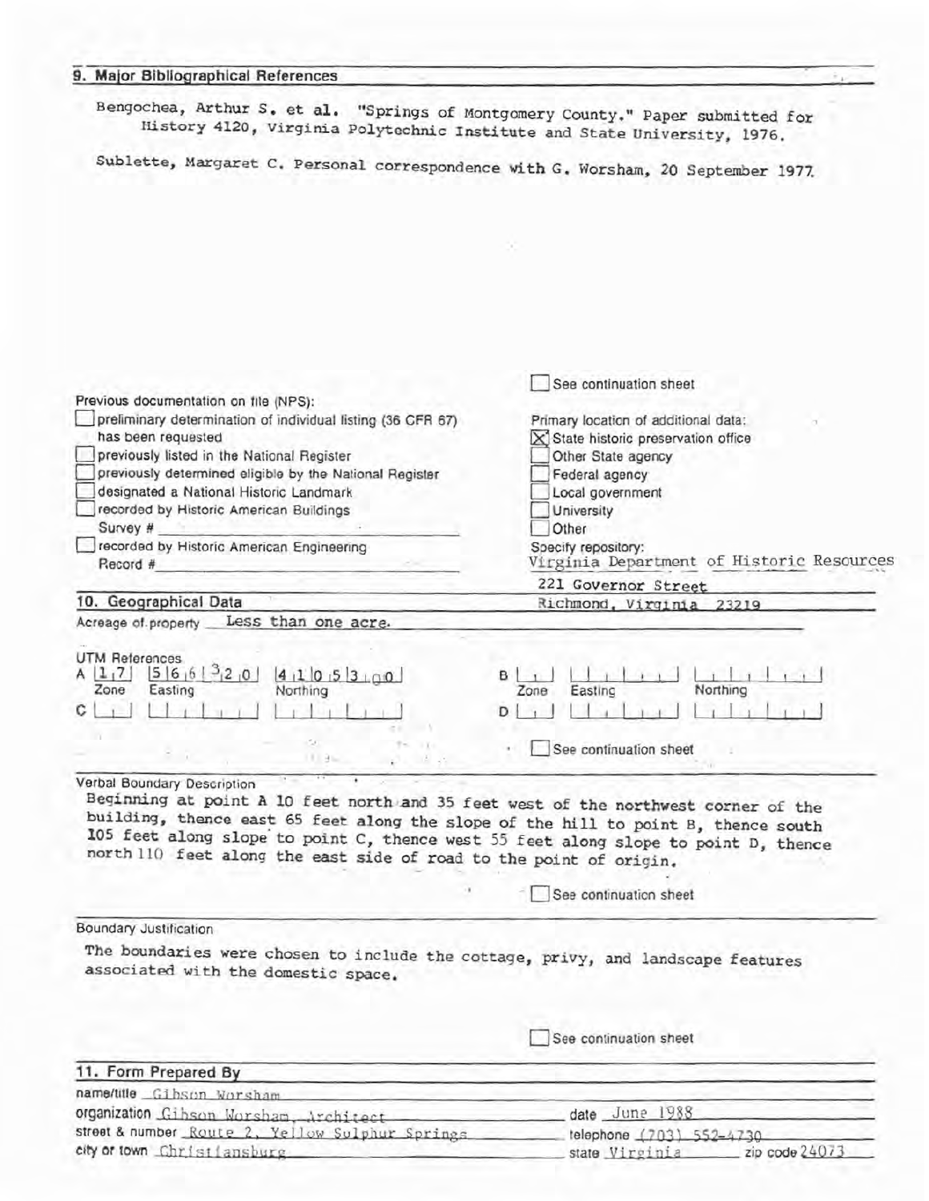## 9. Major Bibliographical References

Bengochea, Arthur S. et al. "Springs of Montgomery County." Paper submitted for History 4120, Virginia Polytechnic Institute and State University, 1976.

Sublette, Margaret C. Personal correspondence with G. Worsham, 20 September 1977.

☐ See continuation sheet

Previous documentation on file (NPS):

- ☐ preliminary determination of individual listing (36 CFR 67) has been requested
- ☐ previously listed in the National Register
- ☐ previously determined eligible by the National Register
- ☐ designated a National Historic Landmark
- ☐ recorded by Historic American Buildings Survey # ______
- ☐ recorded by Historic American Engineering Record # ______

Primary location of additional data:

- ☒ State historic preservation office
- ☐ Other State agency
- ☐ Federal agency
- ☐ Local government
- ☐ University
- ☐ Other

Specify repository:
Virginia Department of Historic Resources
221 Governor Street
Richmond, Virginia 23219

## 10. Geographical Data

Acreage of property: Less than one acre.

UTM References

| | Zone | Easting | Northing |
|---|---|---|---|
| A | 17 | 566320 | 4105300 |
| B | | | |
| C | | | |
| D | | | |

☐ See continuation sheet

Verbal Boundary Description

Beginning at point A 10 feet north and 35 feet west of the northwest corner of the building, thence east 65 feet along the slope of the hill to point B, thence south 105 feet along slope to point C, thence west 55 feet along slope to point D, thence north 110 feet along the east side of road to the point of origin.

☐ See continuation sheet

Boundary Justification

The boundaries were chosen to include the cottage, privy, and landscape features associated with the domestic space.

☐ See continuation sheet

## 11. Form Prepared By

name/title: Gibson Worsham
organization: Gibson Worsham, Architect — date: June 1988
street & number: Route 2, Yellow Sulphur Springs — telephone: (703) 552-4730
city or town: Christiansburg — state: Virginia — zip code: 24073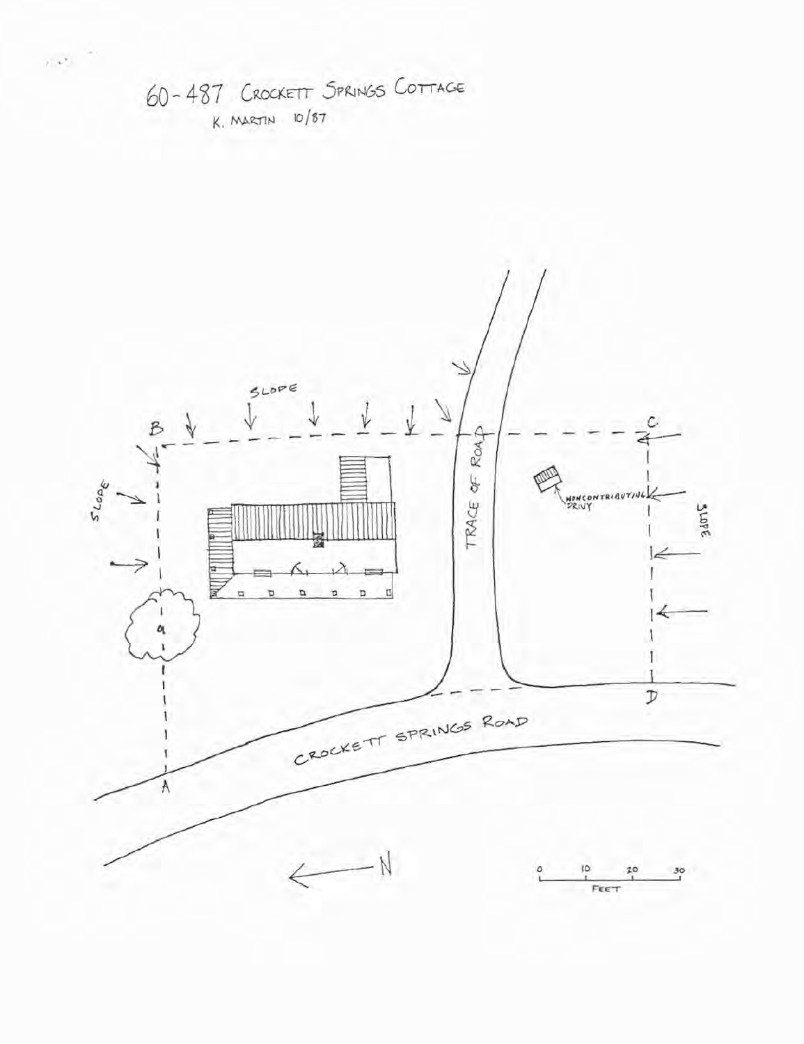# 60-487 CROCKETT SPRINGS COTTAGE

K. MARTIN 10/87

SLOPE

B

C

SLOPE

TRACE OF ROAD

NONCONTRIBUTING PRIVY

SLOPE

D

CROCKETT SPRINGS ROAD

A

N

0 10 20 30

FEET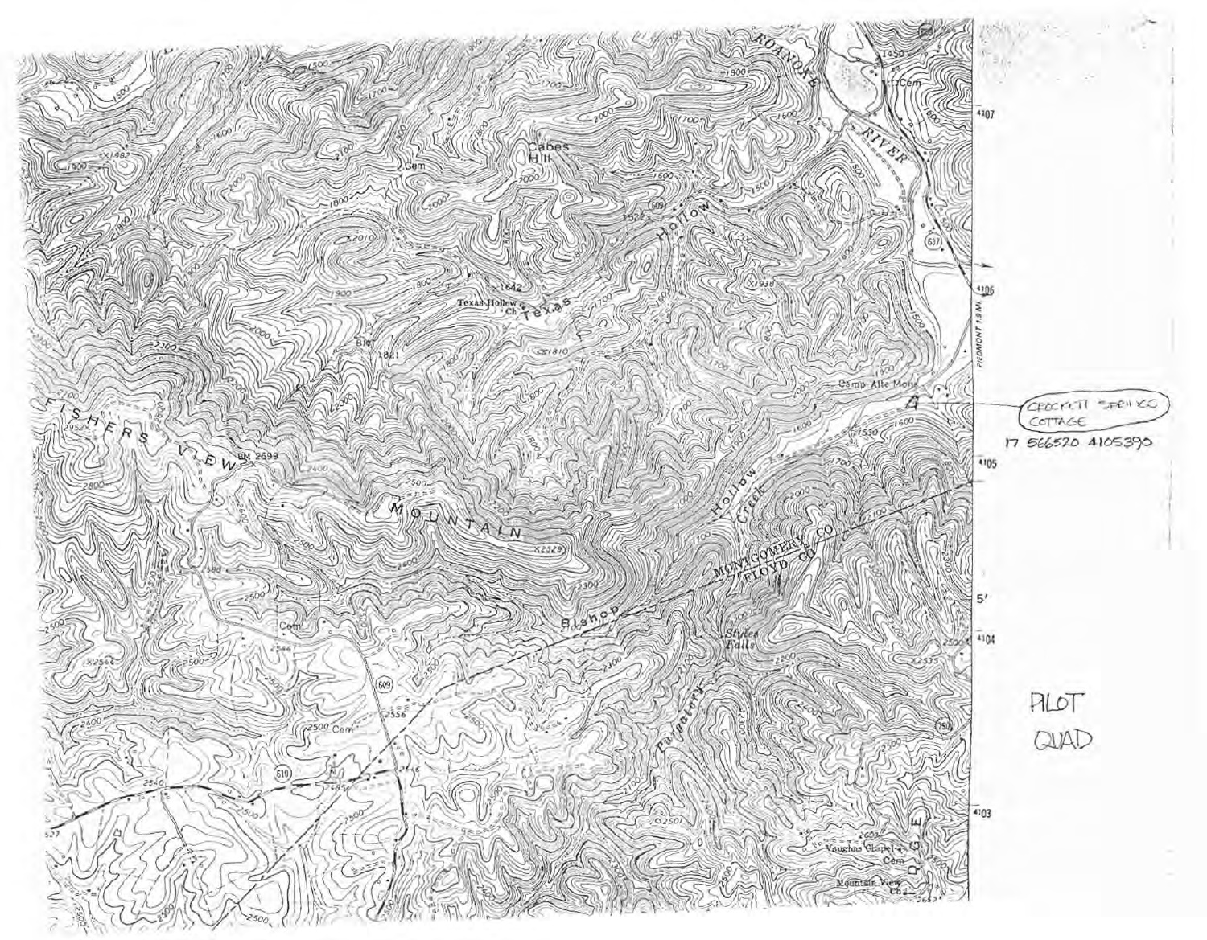CROCKETT SPRINGS COTTAGE

17 566520 4105390

PILOT QUAD